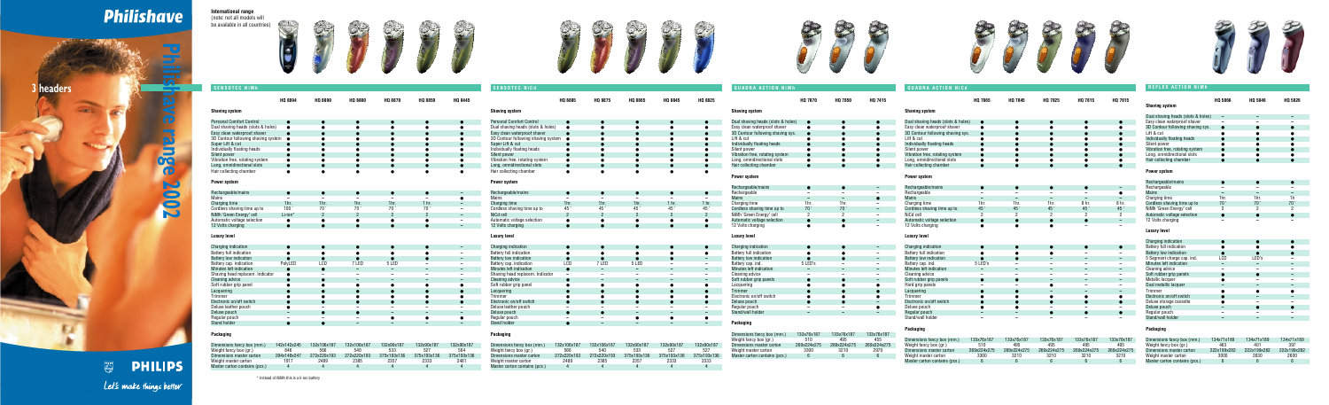# Philishave

## 3 headers

## Philishave range 2002

**International range**
(note: not all models will be available in all countries)

### SENSOTEC NiMh

| | HQ 8894 | HQ 8890 | HQ 8880 | HQ 6870 | HQ 6858 | HQ 6845 |
|---|---|---|---|---|---|---|
| **Shaving system** | | | | | | |
| Personal Comfort Control | ● | ● | ● | ● | ● | ● |
| Dual shaving heads (slots & holes) | ● | ● | ● | ● | ● | ● |
| Easy clean waterproof shaver | ● | ● | ● | ● | ● | ● |
| 3D Contour following shaving system | ● | ● | ● | ● | ● | ● |
| Super Lift & cut | ● | ● | ● | ● | ● | ● |
| Individually floating heads | ● | ● | ● | ● | ● | ● |
| Silent power | ● | ● | ● | ● | ● | ● |
| Vibration free, rotating system | ● | ● | ● | ● | ● | ● |
| Long, omnidirectional slots | ● | ● | ● | ● | ● | ● |
| Hair collecting chamber | ● | ● | ● | ● | ● | ● |
| **Power system** | | | | | | |
| Rechargeable/mains | ● | ● | ● | ● | ● | – |
| Mains | – | – | – | – | – | ● |
| Charging time | 1hr. | 1hr. | 1hr. | 1hr. | 1hr. | – |
| Cordless shaving time up to | 100' | 70' | 70' | 70' | 70' | – |
| NiMh 'Green Energy' cell | Li-ion* | 2 | 2 | 2 | 2 | – |
| Automatic voltage selection | ● | ● | ● | ● | ● | – |
| 12 Volts charging | ● | ● | ● | ● | ● | – |
| **Luxury level** | | | | | | |
| Charging indication | ● | ● | ● | ● | ● | – |
| Battery full indication | ● | ● | ● | ● | ● | – |
| Battery low indication | ● | ● | ● | ● | ● | – |
| Battery cap. indication | PolyLED | LCD | 7 LED | 5 LED | – | – |
| Minutes left indication | ● | ● | – | – | – | – |
| Shaving head replacem. Indicator | ● | – | – | – | – | – |
| Cleaning advice | ● | – | – | – | – | – |
| Soft rubber grip panel | ● | ● | ● | ● | ● | – |
| Lacquering | ● | ● | ● | ● | ● | ● |
| Trimmer | ● | ● | ● | ● | ● | ● |
| Electronic on/off switch | ● | ● | ● | ● | ● | ● |
| Deluxe leather pouch | ● | – | – | – | – | – |
| Deluxe pouch | – | ● | ● | – | – | – |
| Regular pouch | – | – | – | ● | ● | ● |
| Stand holder | ● | – | – | – | – | – |
| **Packaging** | | | | | | |
| Dimensions fancy box (mm.) | 142x142x245 | 132x106x187 | 132x106x187 | 132x90x187 | 132x90x187 | 132x90x187 |
| Weight fancy box (gr.) | 846 | 566 | 540 | 533 | 527 | 504 |
| Dimensions master carton | 294x149x247 | 272x220x193 | 272x220x193 | 375x193x136 | 375x193x136 | 375x193x136 |
| Weight master carton | 1017 | 2489 | 2385 | 2357 | 2333 | 2481 |
| Master carton contains (pcs.) | 4 | 4 | 4 | 4 | 4 | 4 |

\* Instead of NiMh this is a li-ion battery.

### SENSOTEC NiCd

| | HQ 6885 | HQ 6875 | HQ 6865 | HQ 6845 | HQ 6825 |
|---|---|---|---|---|---|
| **Shaving system** | | | | | |
| Personal Comfort Control | ● | ● | ● | ● | ● |
| Dual shaving heads (slots & holes) | ● | ● | ● | ● | ● |
| Easy clean waterproof shaver | ● | ● | ● | ● | ● |
| 3D Contour following shaving system | ● | ● | ● | ● | ● |
| Super Lift & cut | ● | ● | ● | ● | ● |
| Individually floating heads | ● | ● | ● | ● | ● |
| Silent power | ● | ● | ● | ● | ● |
| Vibration free, rotating system | ● | ● | ● | ● | ● |
| Long, omnidirectional slots | ● | ● | ● | ● | ● |
| Hair collecting chamber | ● | ● | ● | ● | ● |
| **Power system** | | | | | |
| Rechargeable/mains | ● | ● | ● | ● | ● |
| Mains | – | – | – | – | – |
| Charging time | 1hr. | 1hr. | 1hr. | 1 hr. | 1 hr. |
| Cordless shaving time up to | 45' | 45' | 45' | 45' | 45' |
| NiCd cell | 2 | 2 | 2 | 2 | 2 |
| Automatic voltage selection | ● | ● | ● | ● | ● |
| 12 Volts charging | ● | ● | ● | ● | ● |
| **Luxury level** | | | | | |
| Charging indication | ● | ● | ● | ● | ● |
| Battery full indication | ● | ● | ● | ● | ● |
| Battery low indication | ● | ● | ● | ● | ● |
| Battery cap. indication | LCD | 7 LED | 5 LED | – | – |
| Minutes left indication | ● | – | – | – | – |
| Shaving head replacem. Indicator | – | – | – | – | – |
| Cleaning advice | – | – | – | – | – |
| Soft rubber grip panel | ● | ● | ● | ● | ● |
| Lacquering | ● | ● | ● | ● | ● |
| Trimmer | ● | ● | ● | ● | ● |
| Electronic on/off switch | ● | ● | ● | ● | ● |
| Deluxe leather pouch | – | – | – | – | – |
| Deluxe pouch | ● | ● | – | – | – |
| Regular pouch | – | – | ● | ● | ● |
| Stand holder | ● | – | – | – | – |
| **Packaging** | | | | | |
| Dimensions fancy box (mm.) | 132x106x187 | 132x106x187 | 132x90x187 | 132x90x187 | 132x90x187 |
| Weight fancy box (gr.) | 566 | 540 | 533 | 527 | 527 |
| Dimensions master carton | 272x220x193 | 272x220x193 | 375x193x136 | 375x193x136 | 375x193x136 |
| Weight master carton | 2480 | 2385 | 2357 | 2333 | 2333 |
| Master carton contains (pcs.) | 4 | 4 | 4 | 4 | 4 |

### QUADRA ACTION NiMh

| | HQ 7870 | HQ 7860 | HQ 7415 |
|---|---|---|---|
| **Shaving system** | | | |
| Dual shaving heads (slots & holes) | ● | ● | ● |
| Easy clean waterproof shaver | ● | ● | ● |
| 3D Contour following shaving system | ● | ● | ● |
| Lift & cut | ● | ● | ● |
| Individually floating heads | ● | ● | ● |
| Silent power | ● | ● | ● |
| Vibration free, rotating system | ● | ● | ● |
| Long, omnidirectional slots | ● | ● | ● |
| Hair collecting chamber | ● | ● | ● |
| **Power system** | | | |
| Rechargeable/mains | ● | ● | – |
| Rechargeable | – | – | – |
| Mains | – | – | ● |
| Charging time | 1hr. | 1hr. | – |
| Cordless shaving time up to | 70' | 70' | – |
| NiMh 'Green Energy' cell | 2 | 2 | – |
| Automatic voltage selection | ● | ● | – |
| 12 Volts charging | ● | ● | – |
| **Luxury level** | | | |
| Charging indication | ● | ● | – |
| Battery full indication | ● | ● | – |
| Battery low indication | ● | ● | – |
| Battery cap. ind. | 5 LED's | – | – |
| Minutes left indication | – | – | – |
| Cleaning advice | – | – | – |
| Soft rubber grip panels | ● | ● | – |
| Lacquering | ● | ● | ● |
| Trimmer | ● | ● | ● |
| Electronic on/off switch | ● | ● | ● |
| Deluxe pouch | ● | ● | – |
| Regular pouch | – | – | ● |
| Stand/wall holder | – | – | – |
| **Packaging** | | | |
| Dimensions fancy box (mm.) | 133x76x187 | 133x76x187 | 133x76x187 |
| Weight fancy box (gr.) | 510 | 495 | 455 |
| Dimensions master carton | 269x224x275 | 269x224x275 | 269x224x275 |
| Weight master carton | 3300 | 3210 | 2970 |
| Master carton contains (pcs.) | 6 | 6 | 6 |

### QUADRA ACTION NiCd

| | HQ 7865 | HQ 7845 | HQ 7825 | HQ 7815 | HQ 7615 |
|---|---|---|---|---|---|
| **Shaving system** | | | | | |
| Dual shaving heads (slots & holes) | ● | ● | ● | ● | ● |
| Easy clean waterproof shaver | ● | ● | ● | ● | ● |
| 3D Contour following shaving system | ● | ● | ● | ● | ● |
| Lift & cut | ● | ● | ● | ● | ● |
| Individually floating heads | ● | ● | ● | ● | ● |
| Silent power | ● | ● | ● | ● | ● |
| Vibration free, rotating system | ● | ● | ● | ● | ● |
| Long, omnidirectional slots | ● | ● | ● | ● | ● |
| Hair collecting chamber | ● | ● | ● | ● | ● |
| **Power system** | | | | | |
| Rechargeable/mains | ● | ● | ● | ● | ● |
| Rechargeable | – | – | – | – | – |
| Mains | – | – | – | – | – |
| Charging time | 1hr. | 1hr. | 1hr. | 8 hr. | 8 hr. |
| Cordless shaving time up to | 45' | 45' | 45' | 45' | 45' |
| NiCd cell | 2 | 2 | 2 | 2 | 2 |
| Automatic voltage selection | ● | ● | ● | ● | – |
| 12 Volts charging | ● | ● | ● | – | – |
| **Luxury level** | | | | | |
| Charging indication | ● | ● | ● | ● | ● |
| Battery full indication | ● | ● | ● | – | – |
| Battery low indication | ● | ● | – | – | – |
| Battery cap. ind. | 5 LED's | – | – | – | – |
| Minutes left indication | – | – | – | – | – |
| Cleaning advice | – | – | – | – | – |
| Soft rubber grip panels | ● | ● | – | – | – |
| Hard grip panels | – | – | – | – | – |
| Lacquering | ● | ● | – | – | – |
| Trimmer | ● | ● | ● | ● | ● |
| Electronic on/off switch | ● | ● | ● | ● | ● |
| Deluxe pouch | ● | ● | – | – | – |
| Regular pouch | – | – | ● | ● | ● |
| Stand/wall holder | – | – | – | – | – |
| **Packaging** | | | | | |
| Dimensions fancy box (mm.) | 133x76x187 | 133x76x187 | 133x76x187 | 133x76x187 | 133x76x187 |
| Weight fancy box (gr.) | 510 | 495 | 495 | 495 | 495 |
| Dimensions master carton | 269x224x275 | 269x224x275 | 269x224x275 | 269x224x275 | 269x224x275 |
| Weight master carton | 3300 | 3210 | 3210 | 3210 | 3210 |
| Master carton contains (pcs.) | 6 | 6 | 6 | 6 | 6 |

### REFLEX ACTION NiMh

| | HQ 5866 | HQ 5846 | HQ 5826 |
|---|---|---|---|
| **Shaving system** | | | |
| Dual shaving heads (slots & holes) | – | – | – |
| Easy clean waterproof shaver | – | – | – |
| 3D Contour following shaving sys. | ● | ● | ● |
| Lift & cut | – | – | – |
| Individually floating heads | ● | ● | ● |
| Silent power | ● | ● | ● |
| Vibration free, rotating system | ● | ● | ● |
| Long, omnidirectional slots | ● | ● | ● |
| Hair collecting chamber | ● | ● | ● |
| **Power system** | | | |
| Rechargeable/mains | ● | ● | ● |
| Rechargeable | – | – | – |
| Mains | – | – | – |
| Charging time | 1hr. | 1hr. | 1h |
| Cordless shaving time up to | 70' | 70' | 70' |
| NiMh 'Green Energy' cell | 2 | 2 | 2 |
| Automatic voltage selection | ● | ● | ● |
| 12 Volts charging | – | – | – |
| **Luxury level** | | | |
| Charging indication | ● | ● | ● |
| Battery full indication | ● | ● | ● |
| Battery low indication | ● | ● | ● |
| 5 Segment charge cap. ind. | LCD | LED's | – |
| Minutes left indication | – | – | – |
| Cleaning advice | – | – | – |
| Soft rubber grip panels | ● | ● | – |
| Metallic lacquer | – | – | – |
| Dual metallic lacquer | – | – | – |
| Trimmer | ● | ● | ● |
| Electronic on/off switch | ● | ● | ● |
| Deluxe storage cassette | ● | – | – |
| Deluxe pouch | – | ● | ● |
| Regular pouch | – | – | – |
| Stand/wall holder | – | – | – |
| **Packaging** | | | |
| Dimensions fancy box (mm.) | 134x71x188 | 134x71x188 | 134x71x188 |
| Weight fancy box (gr.) | 463 | 401 | 397 |
| Dimensions master carton | 222x186x282 | 222x186x282 | 222x186x282 |
| Weight master carton | 3000 | 3030 | 2930 |
| Master carton contains (pcs.) | 6 | 6 | 6 |

PHILIPS

Let's make things better.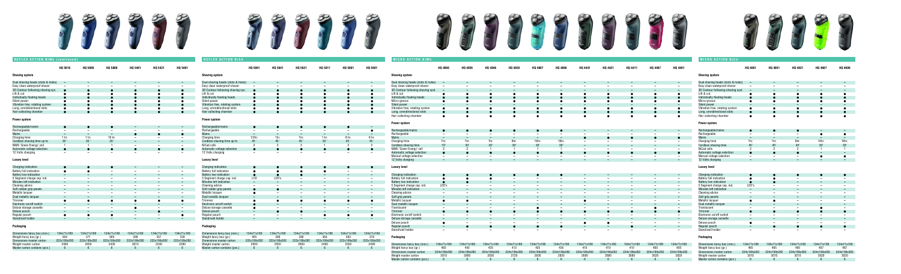## REFLEX ACTION NiMh (continued)

| | HQ 5816 | HQ 5806 | HQ 5800 | HQ 5461 | HQ 5421 | HQ 5401 |
|---|---|---|---|---|---|---|
| **Shaving system** | | | | | | |
| Dual shaving heads (slots & holes) | – | – | – | – | – | – |
| Easy clean waterproof shaver | – | – | – | – | – | – |
| 3D Contour following shaving sys. | ● | ● | ● | ● | ● | ● |
| Lift & cut | ● | ● | ● | ● | ● | ● |
| Individually floating heads | ● | ● | ● | ● | ● | ● |
| Silent power | ● | ● | ● | ● | ● | ● |
| Vibration free, rotating system | ● | ● | ● | ● | ● | ● |
| Long, omnidirectional slots | ● | ● | ● | ● | ● | ● |
| Hair collecting chamber | ● | ● | ● | ● | ● | ● |
| **Power system** | | | | | | |
| Rechargeable/mains | ● | ● | ● | – | – | – |
| Rechargeable | – | – | – | ● | – | – |
| Mains | – | – | – | – | ● | ● |
| Charging time | 1 hr. | 1 hr. | 16 hr. | – | – | – |
| Cordless shaving time up to | 30' | 30' | 30' | – | – | – |
| NiMh 'Green Energy' cell | 1 | 1 | 1 | – | – | – |
| Automatic voltage selection | ● | ● | ● | ● | ● | ● |
| 12 Volts charging | – | – | – | – | – | – |
| **Luxury level** | | | | | | |
| Charging indication | ● | ● | ● | – | – | – |
| Battery full indication | ● | ● | – | – | – | – |
| Battery low indication | – | – | – | – | – | – |
| 5 Segment charge cap. ind. | – | – | – | – | – | – |
| Minutes left indication | – | – | – | – | – | – |
| Cleaning advice | – | – | – | – | – | – |
| Soft rubber grip panels | – | – | – | – | – | – |
| Metallic lacquer | – | – | – | – | – | – |
| Dual metallic lacquer | – | – | – | – | – | – |
| Trimmer | ● | ● | ● | ● | ● | ● |
| Electronic on/off switch | – | – | – | – | – | – |
| Deluxe storage cassette | – | – | – | ● | – | – |
| Deluxe pouch | – | – | – | – | ● | – |
| Regular pouch | ● | ● | ● | – | – | ● |
| Stand/wall holder | – | – | – | – | – | – |
| **Packaging** | | | | | | |
| Dimensions fancy box (mm.) | 134x71x189 | 134x71x189 | 134x71x189 | 134x71x189 | 134x71x189 | 134x71x189 |
| Weight fancy box (gr.) | 364 | 371 | 369 | 398 | 337 | 338 |
| Dimensions master carton | 222x169x282 | 222x169x282 | 222x169x282 | 222x169x282 | 222x169x282 | 222x169x282 |
| Weight master carton | 2400 | 2450 | 2430 | 2610 | 2240 | 2280 |
| Master carton contains (pcs.) | 6 | 6 | 6 | 6 | 6 | 6 |

## REFLEX ACTION NiCd

| | HQ 5861 | HQ 5841 | HQ 5821 | HQ 5811 | HQ 5601 | HQ 5501 |
|---|---|---|---|---|---|---|
| **Shaving system** | | | | | | |
| Dual shaving heads (slots & holes) | – | – | – | – | – | – |
| Easy clean waterproof shaver | – | – | – | – | – | – |
| 3D Contour following shaving sys. | ● | ● | ● | ● | ● | ● |
| Lift & cut | ● | ● | ● | ● | ● | ● |
| Individually floating heads | ● | ● | ● | ● | ● | ● |
| Silent power | ● | ● | ● | ● | ● | ● |
| Vibration free, rotating system | ● | ● | ● | ● | ● | ● |
| Long, omnidirectional slots | ● | ● | ● | ● | ● | ● |
| Hair collecting chamber | ● | ● | ● | ● | ● | ● |
| **Power system** | | | | | | |
| Rechargeable/mains | ● | ● | ● | ● | ● | – |
| Rechargeable | – | – | – | – | – | ● |
| Mains | – | – | – | – | – | – |
| Charging time | 1/2hr. | 1hr. | 1hr. | 1 hr. | 8 hr. | 8 hr. |
| Cordless shaving time up to | 45' | 45' | 45' | 30' | 45' | 45' |
| NiCad cells | 2 | 2 | 2 | 1 | 2 | 2 |
| Automatic voltage selection | ● | ● | ● | ● | ● | ● |
| 12 Volts charging | – | – | – | – | – | – |
| **Luxury level** | | | | | | |
| Charging indication | ● | ● | ● | ● | ● | ● |
| Battery full indication | ● | ● | ● | ● | – | – |
| Battery low indication | ● | ● | ● | – | – | – |
| 5 Segment charge cap. ind. | LCD | LED's | – | – | – | – |
| Minutes left indication | ● | – | – | – | – | – |
| Cleaning advice | ● | – | – | – | – | – |
| Soft rubber grip panels | ● | ● | – | – | – | – |
| Metallic lacquer | ● | – | – | – | – | – |
| Dual metallic lacquer | – | – | – | – | – | – |
| Trimmer | ● | ● | ● | ● | ● | ● |
| Electronic on/off switch | ● | – | – | – | – | – |
| Deluxe storage cassette | ● | – | – | – | – | – |
| Deluxe pouch | – | ● | ● | – | – | – |
| Regular pouch | – | – | – | ● | ● | ● |
| Stand/wall holder | – | – | – | – | – | – |
| **Packaging** | | | | | | |
| Dimensions fancy box (mm.) | 134x71x189 | 134x71x189 | 134x71x189 | 134x71x189 | 134x71x189 | 134x71x189 |
| Weight fancy box (gr.) | 405 | 388 | 398 | 364 | 383 | 378 |
| Dimensions master carton | 222x169x282 | 222x169x282 | 222x169x282 | 222x169x282 | 222x169x282 | 222x169x282 |
| Weight master carton | 2650 | 2550 | 2560 | 2400 | 2520 | 2490 |
| Master carton contains (pcs.) | 6 | 6 | 6 | 6 | 6 | 6 |

## MICRO ACTION NiMh

| | HQ 4866 | HQ 4856 | HQ 4846 | HQ 4826 | HQ 4807 | HQ 4806 | HQ 4441 | HQ 4421 | HQ 4411 | HQ 4407 | HQ 4401 |
|---|---|---|---|---|---|---|---|---|---|---|---|
| **Shaving system** | | | | | | | | | | | |
| Dual shaving heads (slots & holes) | – | – | – | – | – | – | – | – | – | – | – |
| Easy clean waterproof shaver | – | – | – | – | – | – | – | – | – | – | – |
| 3D Contour following shaving syst. | – | – | – | – | – | – | – | – | – | – | – |
| Lift & cut | ● | ● | ● | ● | ● | ● | ● | ● | ● | ● | ● |
| Individually floating heads | – | – | – | – | – | – | – | – | – | – | – |
| Micro groove | ● | ● | ● | ● | ● | ● | ● | ● | ● | ● | ● |
| Silent power | – | – | – | – | – | – | – | – | – | – | – |
| Vibration free, rotating system | ● | ● | ● | ● | ● | ● | ● | ● | ● | ● | ● |
| Long, omnidirectional slots | ● | ● | ● | ● | ● | ● | ● | ● | ● | ● | ● |
| Hair collecting chamber | ● | ● | ● | ● | ● | ● | ● | ● | ● | ● | ● |
| **Power system** | | | | | | | | | | | |
| Rechargeable/mains | ● | ● | ● | ● | ● | ● | – | – | – | – | – |
| Rechargeable | – | – | – | – | – | – | – | – | – | – | – |
| Mains | – | – | – | – | – | – | ● | ● | ● | ● | ● |
| Charging time | 1hr. | 1hr. | 1hr. | 8hr. | 16hr. | 16hr. | – | – | – | – | – |
| Cordless shaving time | 70' | 30' | 30' | 30' | 30' | 30' | – | – | – | – | – |
| NiMh 'Green Energy' cell | 2 | 1 | 1 | 1 | 1 | 1 | – | – | – | – | – |
| Automatic voltage selection | ● | ● | ● | ● | ● | ● | ● | ● | ● | ● | ● |
| Manual voltage selection | – | – | – | – | – | – | – | – | – | – | – |
| 12 Volts charging | – | – | – | – | – | – | – | – | – | – | – |
| **Luxury level** | | | | | | | | | | | |
| Charging indication | ● | ● | ● | ● | ● | ● | – | – | – | – | – |
| Battery full indication | ● | ● | ● | – | – | – | – | – | – | – | – |
| Battery low indication | ● | – | – | – | – | – | – | – | – | – | – |
| 5 Segment charge cap. ind. | LED's | – | – | – | – | – | – | – | – | – | – |
| Minutes left indication | – | – | – | – | – | – | – | – | – | – | – |
| Cleaning advice | – | – | – | – | – | – | – | – | – | – | – |
| Soft grip panels | – | – | – | – | – | – | – | – | – | – | – |
| Metallic lacquer | ● | ● | – | – | – | – | ● | – | – | – | – |
| Dual metallic lacquer | – | – | – | – | – | – | – | – | – | – | – |
| Translucent | – | – | – | – | ● | – | – | – | – | ● | – |
| Trimmer | ● | ● | ● | ● | ● | ● | ● | ● | ● | ● | ● |
| Electronic on/off switch | – | – | – | – | – | – | – | – | – | – | – |
| Deluxe storage cassette | – | – | – | – | – | – | – | – | – | – | – |
| Deluxe pouch | ● | – | – | – | – | – | ● | ● | – | – | – |
| Regular pouch | – | ● | ● | ● | ● | ● | – | – | ● | ● | ● |
| Stand/wall holder | – | – | – | – | – | – | – | – | – | – | – |
| **Packaging** | | | | | | | | | | | |
| Dimensions fancy box (mm.) | 134x71x189 | 134x71x189 | 134x71x189 | 134x71x189 | 134x71x189 | 134x71x189 | 134x71x189 | 134x71x189 | 134x71x189 | 134x71x189 | 134x71x189 |
| Weight fancy box (gr.) | 465 | 443 | 435 | 413 | 435 | 436 | 410 | 410 | 410 | 400 | 408 |
| Dimensions master carton | 224x190x202 | 224x190x202 | 224x190x202 | 224x190x202 | 224x190x202 | 224x190x202 | 224x190x202 | 224x190x202 | 224x190x202 | 224x190x202 | 224x190x202 |
| Weight master carton | 3010 | 2880 | 2830 | 2720 | 2830 | 2830 | 2680 | 2680 | 2680 | 2620 | 2620 |
| Master carton contains (pcs.) | 6 | 6 | 6 | 6 | 6 | 6 | 6 | 6 | 6 | 6 | 6 |

## MICRO ACTION NiCd

| | HQ 4861 | HQ 4851 | HQ 4821 | HQ 4607 | HQ 4606 |
|---|---|---|---|---|---|
| **Shaving system** | | | | | |
| Dual shaving heads (slots & holes) | – | – | – | – | – |
| Easy clean waterproof shaver | – | – | – | – | – |
| 3D Contour following shaving syst. | – | – | – | – | – |
| Lift & cut | ● | ● | ● | ● | ● |
| Micro groove | ● | ● | ● | ● | ● |
| Silent power | – | – | – | – | – |
| Vibration free, rotating system | ● | ● | ● | ● | ● |
| Long, omnidirectional slots | ● | ● | ● | ● | ● |
| Hair collecting chamber | ● | ● | ● | ● | ● |
| **Power system** | | | | | |
| Rechargeable/mains | ● | ● | ● | – | – |
| Rechargeable | – | – | – | ● | ● |
| Mains | – | – | – | – | – |
| Charging time | 1hr. | 1hr. | 8hr. | 16hr. | 16hr. |
| Cordless shaving time | 45' | 45' | 45' | 30' | 30' |
| NiCad cells | 2 | 2 | 2 | 1 | 1 |
| Automatic voltage selection | ● | ● | ● | – | – |
| Manual voltage selection | – | – | – | ● | ● |
| 12 Volts charging | – | – | – | – | – |
| **Luxury level** | | | | | |
| Charging indication | ● | ● | ● | ● | ● |
| Battery full indication | ● | ● | – | – | – |
| Battery low indication | ● | – | – | – | – |
| 5 Segment charge cap. ind. | LED's | – | – | – | – |
| Minutes left indication | – | – | – | – | – |
| Cleaning advice | – | – | – | – | – |
| Soft grip panels | – | – | – | – | – |
| Metallic lacquer | ● | ● | – | – | – |
| Dual metallic lacquer | – | – | – | – | – |
| Translucent | – | – | – | ● | – |
| Trimmer | ● | ● | ● | ● | ● |
| Electronic on/off switch | – | – | – | – | – |
| Deluxe storage cassette | – | – | – | – | – |
| Deluxe pouch | ● | – | – | – | – |
| Regular pouch | – | ● | ● | ● | ● |
| Stand/wall holder | – | – | – | – | – |
| **Packaging** | | | | | |
| Dimensions fancy box (mm.) | 134x71x189 | 134x71x189 | 134x71x189 | 134x71x189 | 134x71x189 |
| Weight fancy box (gr.) | 465 | 465 | 465 | 487 | 487 |
| Dimensions master carton | 224x190x202 | 224x190x202 | 224x190x202 | 224x190x202 | 224x190x202 |
| Weight master carton | 3010 | 3010 | 3010 | 3020 | 3020 |
| Master carton contains (pcs.) | 6 | 6 | 6 | 6 | 6 |